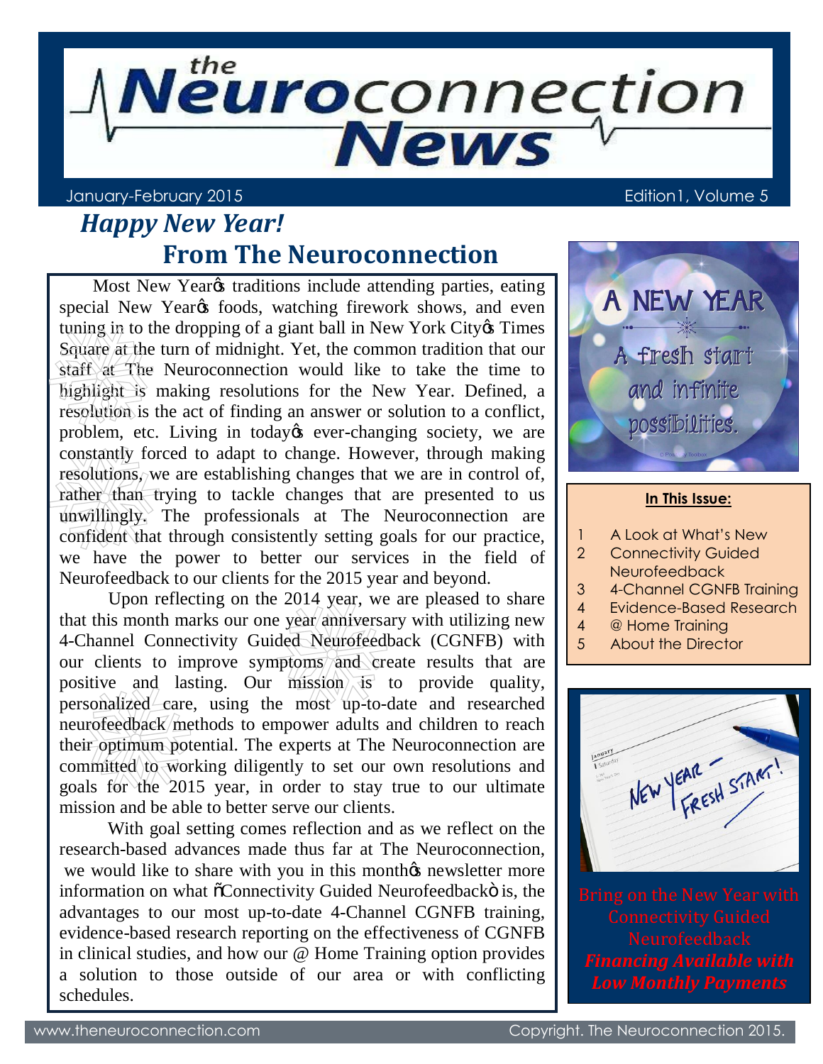# the Neuroconnection News

January-February 2015 Edition1, Volume 5

## *Happy New Year!*
## From The Neuroconnection

Most New Year's traditions include attending parties, eating special New Year's foods, watching firework shows, and even tuning in to the dropping of a giant ball in New York City's Times Square at the turn of midnight. Yet, the common tradition that our staff at The Neuroconnection would like to take the time to highlight is making resolutions for the New Year. Defined, a resolution is the act of finding an answer or solution to a conflict, problem, etc. Living in today's ever-changing society, we are constantly forced to adapt to change. However, through making resolutions, we are establishing changes that we are in control of, rather than trying to tackle changes that are presented to us unwillingly. The professionals at The Neuroconnection are confident that through consistently setting goals for our practice, we have the power to better our services in the field of Neurofeedback to our clients for the 2015 year and beyond.

Upon reflecting on the 2014 year, we are pleased to share that this month marks our one year anniversary with utilizing new 4-Channel Connectivity Guided Neurofeedback (CGNFB) with our clients to improve symptoms and create results that are positive and lasting. Our mission is to provide quality, personalized care, using the most up-to-date and researched neurofeedback methods to empower adults and children to reach their optimum potential. The experts at The Neuroconnection are committed to working diligently to set our own resolutions and goals for the 2015 year, in order to stay true to our ultimate mission and be able to better serve our clients.

With goal setting comes reflection and as we reflect on the research-based advances made thus far at The Neuroconnection, we would like to share with you in this month's newsletter more information on what "Connectivity Guided Neurofeedback" is, the advantages to our most up-to-date 4-Channel CGNFB training, evidence-based research reporting on the effectiveness of CGNFB in clinical studies, and how our @ Home Training option provides a solution to those outside of our area or with conflicting schedules.

A NEW YEAR
A fresh start and infinite possibilities.

**In This Issue:**

1 A Look at What's New
2 Connectivity Guided Neurofeedback
3 4-Channel CGNFB Training
4 Evidence-Based Research
4 @ Home Training
5 About the Director

Bring on the New Year with Connectivity Guided Neurofeedback

***Financing Available with Low Monthly Payments***

www.theneuroconnection.com Copyright. The Neuroconnection 2015.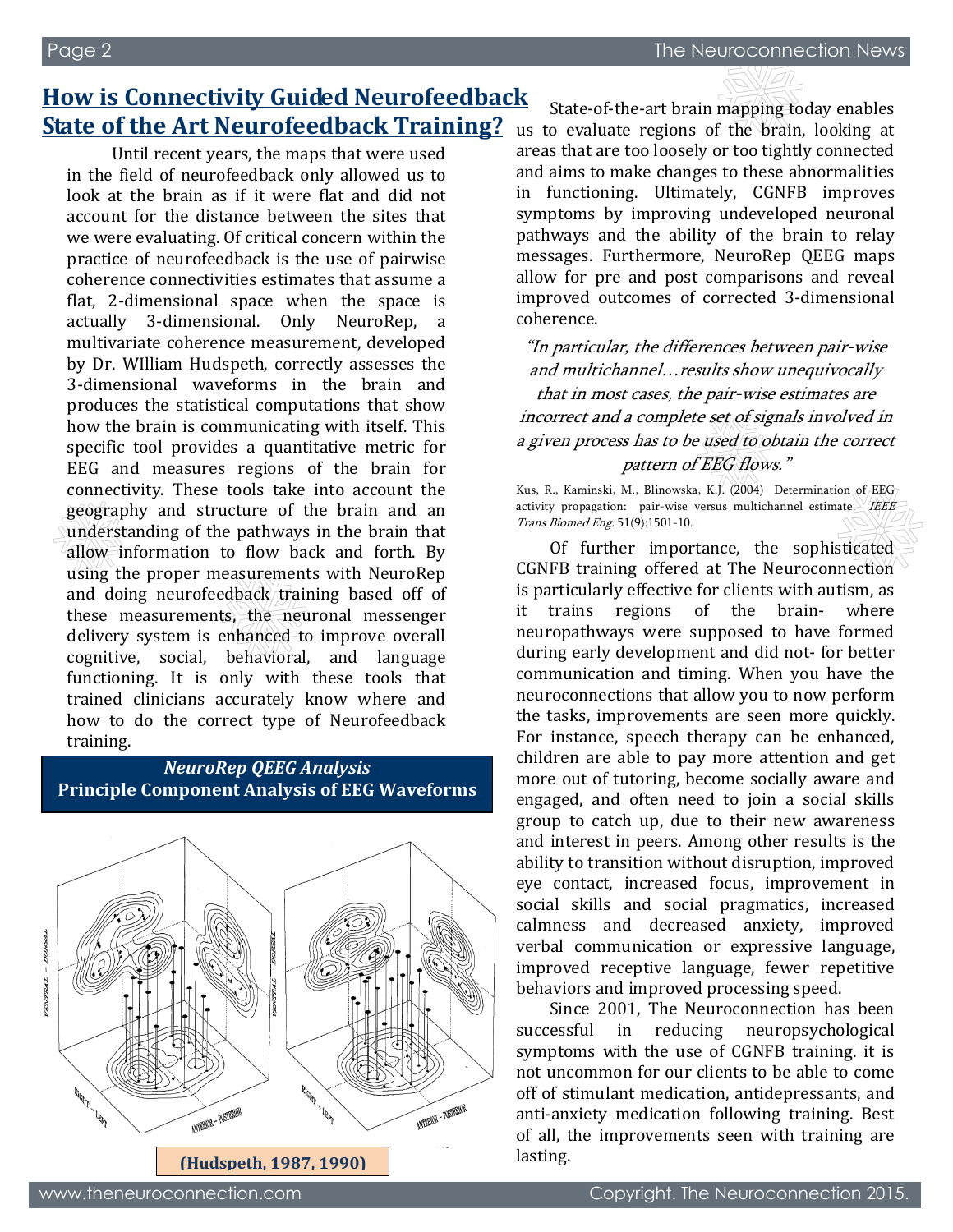## How is Connectivity Guided Neurofeedback State of the Art Neurofeedback Training?

Until recent years, the maps that were used in the field of neurofeedback only allowed us to look at the brain as if it were flat and did not account for the distance between the sites that we were evaluating. Of critical concern within the practice of neurofeedback is the use of pairwise coherence connectivities estimates that assume a flat, 2-dimensional space when the space is actually 3-dimensional. Only NeuroRep, a multivariate coherence measurement, developed by Dr. WIlliam Hudspeth, correctly assesses the 3-dimensional waveforms in the brain and produces the statistical computations that show how the brain is communicating with itself. This specific tool provides a quantitative metric for EEG and measures regions of the brain for connectivity. These tools take into account the geography and structure of the brain and an understanding of the pathways in the brain that allow information to flow back and forth. By using the proper measurements with NeuroRep and doing neurofeedback training based off of these measurements, the neuronal messenger delivery system is enhanced to improve overall cognitive, social, behavioral, and language functioning. It is only with these tools that trained clinicians accurately know where and how to do the correct type of Neurofeedback training.

***NeuroRep QEEG Analysis***
**Principle Component Analysis of EEG Waveforms**

**(Hudspeth, 1987, 1990)**

State-of-the-art brain mapping today enables us to evaluate regions of the brain, looking at areas that are too loosely or too tightly connected and aims to make changes to these abnormalities in functioning. Ultimately, CGNFB improves symptoms by improving undeveloped neuronal pathways and the ability of the brain to relay messages. Furthermore, NeuroRep QEEG maps allow for pre and post comparisons and reveal improved outcomes of corrected 3-dimensional coherence.

> *"In particular, the differences between pair-wise and multichannel…results show unequivocally that in most cases, the pair-wise estimates are incorrect and a complete set of signals involved in a given process has to be used to obtain the correct pattern of EEG flows."*

Kus, R., Kaminski, M., Blinowska, K.J. (2004) Determination of EEG activity propagation: pair-wise versus multichannel estimate. *IEEE Trans Biomed Eng.* 51(9):1501-10.

Of further importance, the sophisticated CGNFB training offered at The Neuroconnection is particularly effective for clients with autism, as it trains regions of the brain- where neuropathways were supposed to have formed during early development and did not- for better communication and timing. When you have the neuroconnections that allow you to now perform the tasks, improvements are seen more quickly. For instance, speech therapy can be enhanced, children are able to pay more attention and get more out of tutoring, become socially aware and engaged, and often need to join a social skills group to catch up, due to their new awareness and interest in peers. Among other results is the ability to transition without disruption, improved eye contact, increased focus, improvement in social skills and social pragmatics, increased calmness and decreased anxiety, improved verbal communication or expressive language, improved receptive language, fewer repetitive behaviors and improved processing speed.

Since 2001, The Neuroconnection has been successful in reducing neuropsychological symptoms with the use of CGNFB training. it is not uncommon for our clients to be able to come off of stimulant medication, antidepressants, and anti-anxiety medication following training. Best of all, the improvements seen with training are lasting.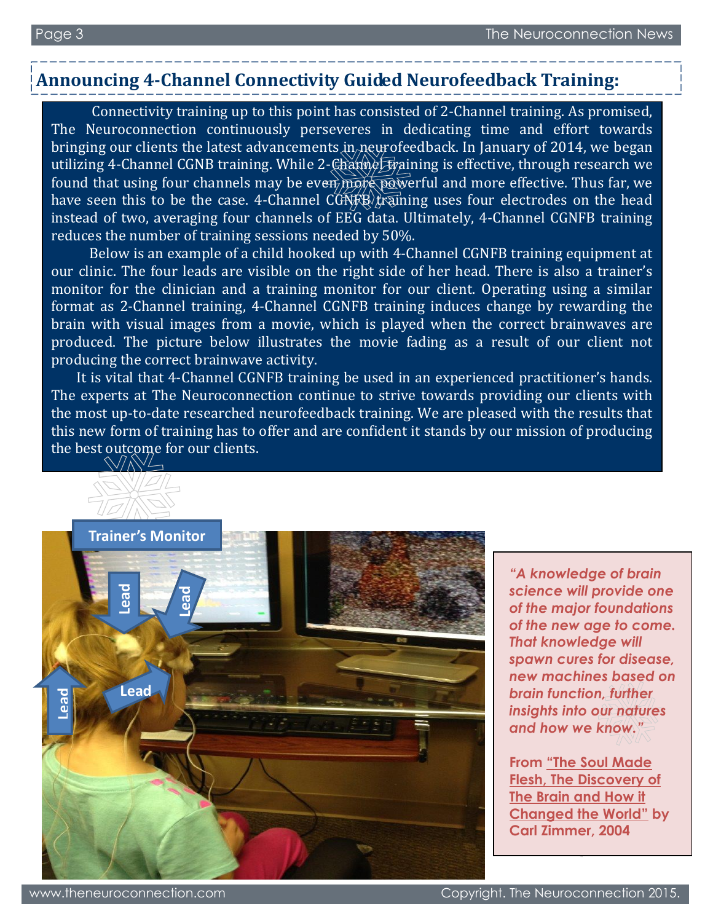## Announcing 4-Channel Connectivity Guided Neurofeedback Training:

Connectivity training up to this point has consisted of 2-Channel training. As promised, The Neuroconnection continuously perseveres in dedicating time and effort towards bringing our clients the latest advancements in neurofeedback. In January of 2014, we began utilizing 4-Channel CGNB training. While 2-Channel training is effective, through research we found that using four channels may be even more powerful and more effective. Thus far, we have seen this to be the case. 4-Channel CGNFB training uses four electrodes on the head instead of two, averaging four channels of EEG data. Ultimately, 4-Channel CGNFB training reduces the number of training sessions needed by 50%.

Below is an example of a child hooked up with 4-Channel CGNFB training equipment at our clinic. The four leads are visible on the right side of her head. There is also a trainer's monitor for the clinician and a training monitor for our client. Operating using a similar format as 2-Channel training, 4-Channel CGNFB training induces change by rewarding the brain with visual images from a movie, which is played when the correct brainwaves are produced. The picture below illustrates the movie fading as a result of our client not producing the correct brainwave activity.

It is vital that 4-Channel CGNFB training be used in an experienced practitioner's hands. The experts at The Neuroconnection continue to strive towards providing our clients with the most up-to-date researched neurofeedback training. We are pleased with the results that this new form of training has to offer and are confident it stands by our mission of producing the best outcome for our clients.

Trainer's Monitor

Lead

Lead

Lead

Lead

***"A knowledge of brain science will provide one of the major foundations of the new age to come. That knowledge will spawn cures for disease, new machines based on brain function, further insights into our natures and how we know."***

**From "The Soul Made Flesh, The Discovery of The Brain and How it Changed the World" by Carl Zimmer, 2004**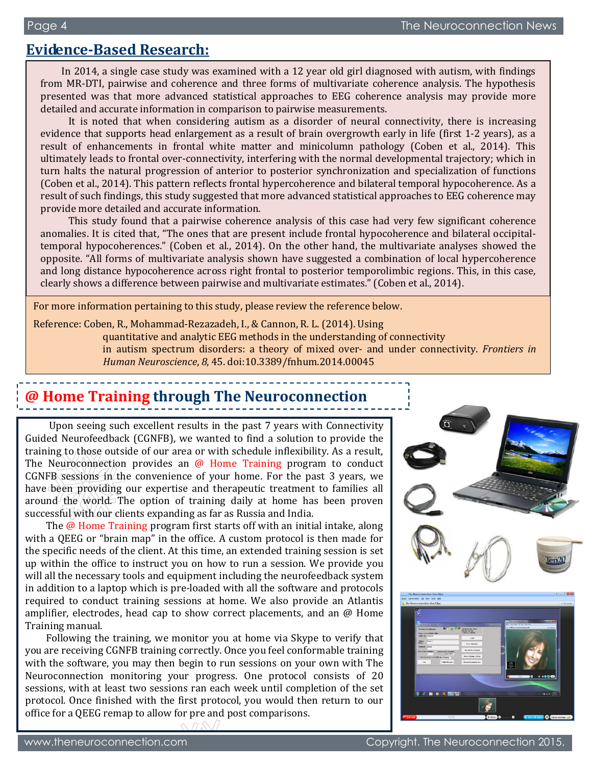## Evidence-Based Research:

In 2014, a single case study was examined with a 12 year old girl diagnosed with autism, with findings from MR-DTI, pairwise and coherence and three forms of multivariate coherence analysis. The hypothesis presented was that more advanced statistical approaches to EEG coherence analysis may provide more detailed and accurate information in comparison to pairwise measurements.

It is noted that when considering autism as a disorder of neural connectivity, there is increasing evidence that supports head enlargement as a result of brain overgrowth early in life (first 1-2 years), as a result of enhancements in frontal white matter and minicolumn pathology (Coben et al., 2014). This ultimately leads to frontal over-connectivity, interfering with the normal developmental trajectory; which in turn halts the natural progression of anterior to posterior synchronization and specialization of functions (Coben et al., 2014). This pattern reflects frontal hypercoherence and bilateral temporal hypocoherence. As a result of such findings, this study suggested that more advanced statistical approaches to EEG coherence may provide more detailed and accurate information.

This study found that a pairwise coherence analysis of this case had very few significant coherence anomalies. It is cited that, "The ones that are present include frontal hypocoherence and bilateral occipital-temporal hypocoherences." (Coben et al., 2014). On the other hand, the multivariate analyses showed the opposite. "All forms of multivariate analysis shown have suggested a combination of local hypercoherence and long distance hypocoherence across right frontal to posterior temporolimbic regions. This, in this case, clearly shows a difference between pairwise and multivariate estimates." (Coben et al., 2014).

For more information pertaining to this study, please review the reference below.

Reference: Coben, R., Mohammad-Rezazadeh, I., & Cannon, R. L. (2014). Using quantitative and analytic EEG methods in the understanding of connectivity in autism spectrum disorders: a theory of mixed over- and under connectivity. *Frontiers in Human Neuroscience*, *8*, 45. doi:10.3389/fnhum.2014.00045

## @ Home Training through The Neuroconnection

Upon seeing such excellent results in the past 7 years with Connectivity Guided Neurofeedback (CGNFB), we wanted to find a solution to provide the training to those outside of our area or with schedule inflexibility. As a result, The Neuroconnection provides an @ Home Training program to conduct CGNFB sessions in the convenience of your home. For the past 3 years, we have been providing our expertise and therapeutic treatment to families all around the world. The option of training daily at home has been proven successful with our clients expanding as far as Russia and India.

The @ Home Training program first starts off with an initial intake, along with a QEEG or "brain map" in the office. A custom protocol is then made for the specific needs of the client. At this time, an extended training session is set up within the office to instruct you on how to run a session. We provide you will all the necessary tools and equipment including the neurofeedback system in addition to a laptop which is pre-loaded with all the software and protocols required to conduct training sessions at home. We also provide an Atlantis amplifier, electrodes, head cap to show correct placements, and an @ Home Training manual.

Following the training, we monitor you at home via Skype to verify that you are receiving CGNFB training correctly. Once you feel conformable training with the software, you may then begin to run sessions on your own with The Neuroconnection monitoring your progress. One protocol consists of 20 sessions, with at least two sessions ran each week until completion of the set protocol. Once finished with the first protocol, you would then return to our office for a QEEG remap to allow for pre and post comparisons.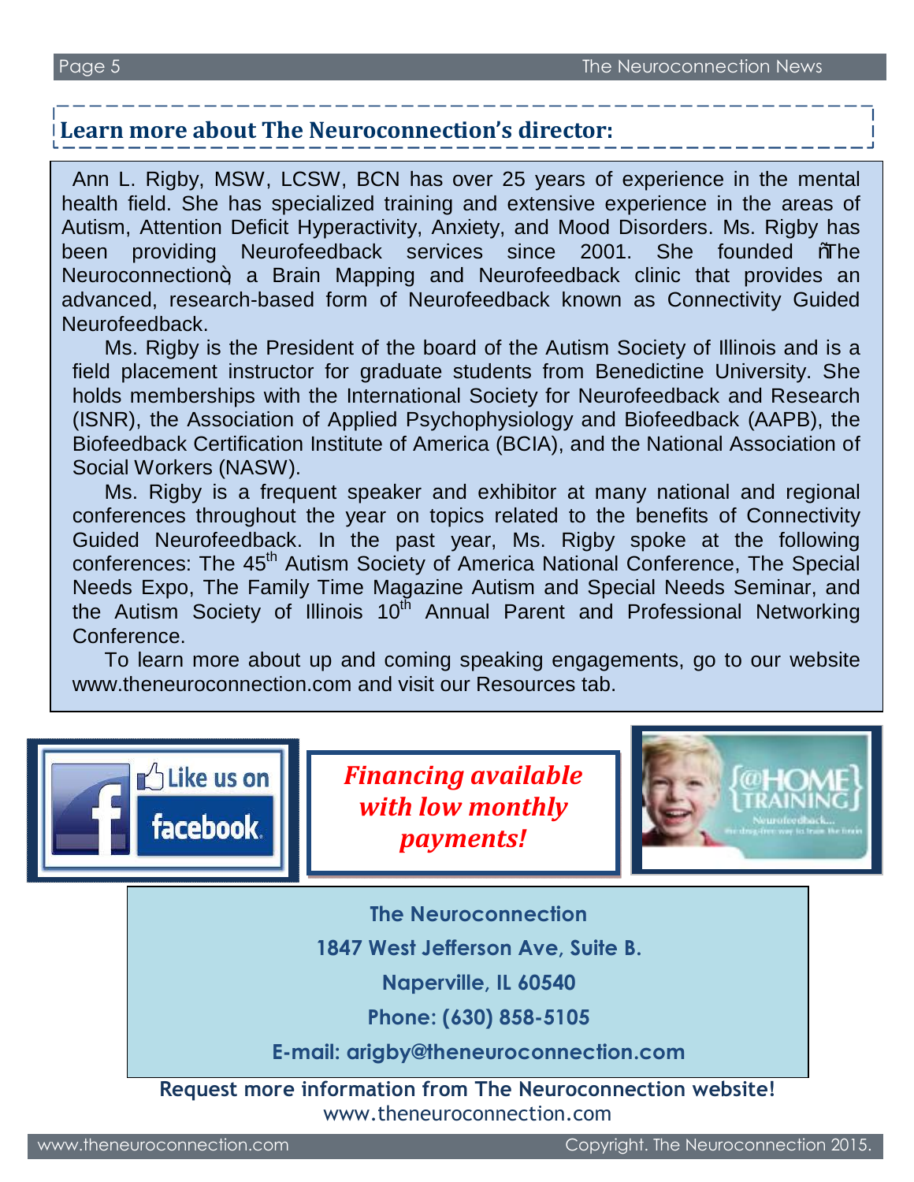## Learn more about The Neuroconnection's director:

Ann L. Rigby, MSW, LCSW, BCN has over 25 years of experience in the mental health field. She has specialized training and extensive experience in the areas of Autism, Attention Deficit Hyperactivity, Anxiety, and Mood Disorders. Ms. Rigby has been providing Neurofeedback services since 2001. She founded "The Neuroconnection", a Brain Mapping and Neurofeedback clinic that provides an advanced, research-based form of Neurofeedback known as Connectivity Guided Neurofeedback.

Ms. Rigby is the President of the board of the Autism Society of Illinois and is a field placement instructor for graduate students from Benedictine University. She holds memberships with the International Society for Neurofeedback and Research (ISNR), the Association of Applied Psychophysiology and Biofeedback (AAPB), the Biofeedback Certification Institute of America (BCIA), and the National Association of Social Workers (NASW).

Ms. Rigby is a frequent speaker and exhibitor at many national and regional conferences throughout the year on topics related to the benefits of Connectivity Guided Neurofeedback. In the past year, Ms. Rigby spoke at the following conferences: The 45th Autism Society of America National Conference, The Special Needs Expo, The Family Time Magazine Autism and Special Needs Seminar, and the Autism Society of Illinois 10th Annual Parent and Professional Networking Conference.

To learn more about up and coming speaking engagements, go to our website www.theneuroconnection.com and visit our Resources tab.

Like us on facebook

***Financing available with low monthly payments!***

{@HOME TRAINING} Neurofeedback... the drug-free way to train the brain

**The Neuroconnection**

**1847 West Jefferson Ave, Suite B.**

**Naperville, IL 60540**

**Phone: (630) 858-5105**

**E-mail: arigby@theneuroconnection.com**

**Request more information from The Neuroconnection website!**
www.theneuroconnection.com

Copyright. The Neuroconnection 2015.